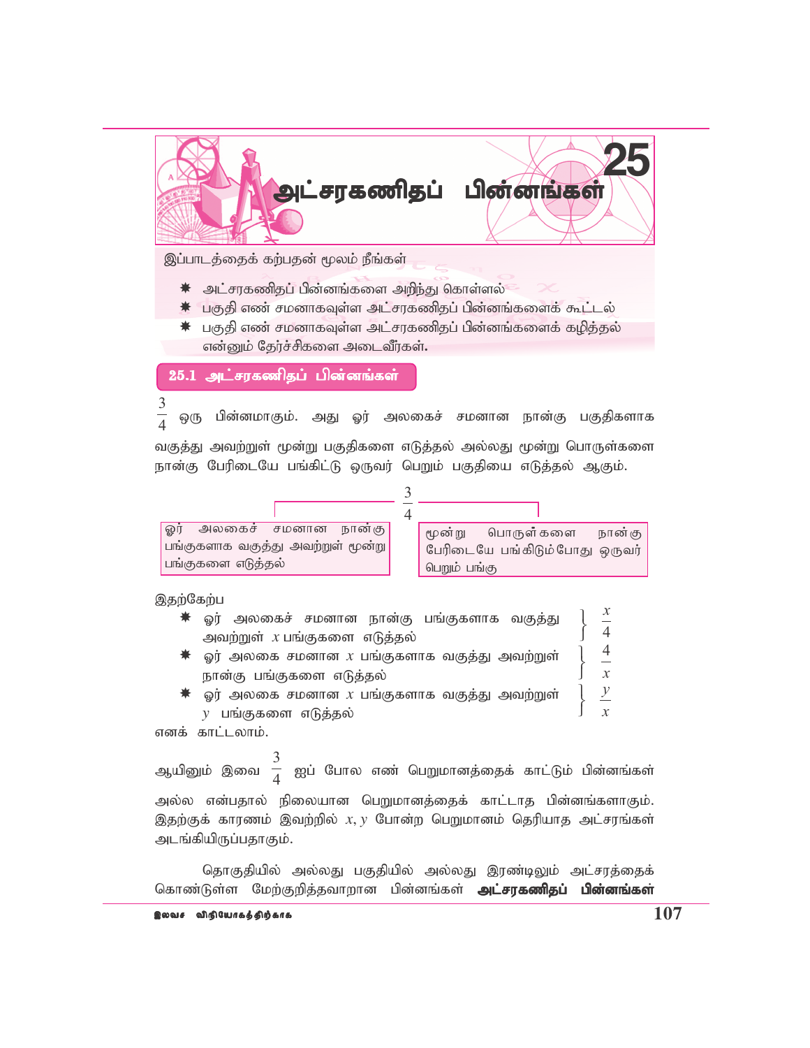# 25 அட்சரகணிதப் பின்னங்கள்

இப்பாடத்தைக் கற்பதன் மூலம் நீங்கள்

- அட்சரகணிதப் பின்னங்களை அறிந்து கொள்ளல்
- பகுதி எண் சமனாகவுள்ள அட்சரகணிதப் பின்னங்களைக் கூட்டல்
- பகுதி எண் சமனாகவுள்ள அட்சரகணிதப் பின்னங்களைக் கழித்தல்

என்னும் தேர்ச்சிகளை அடைவீர்கள்.

## 25.1 அட்சரகணிதப் பின்னங்கள்

$\frac{3}{4}$ ஒரு பின்னமாகும். அது ஓர் அலகைச் சமனான நான்கு பகுதிகளாக வகுத்து அவற்றுள் மூன்று பகுதிகளை எடுத்தல் அல்லது மூன்று பொருள்களை நான்கு பேரிடையே பங்கிட்டு ஒருவர் பெறும் பகுதியை எடுத்தல் ஆகும்.

$$\frac{3}{4}$$

| ஓர் அலகைச் சமனான நான்கு பங்குகளாக வகுத்து அவற்றுள் மூன்று பங்குகளை எடுத்தல் | மூன்று பொருள்களை நான்கு பேரிடையே பங்கிடும்போது ஒருவர் பெறும் பங்கு |
|---|---|

இதற்கேற்ப

- ஓர் அலகைச் சமனான நான்கு பங்குகளாக வகுத்து அவற்றுள் $x$ பங்குகளை எடுத்தல் $\Big\}$ $\frac{x}{4}$
- ஓர் அலகை சமனான $x$ பங்குகளாக வகுத்து அவற்றுள் நான்கு பங்குகளை எடுத்தல் $\Big\}$ $\frac{4}{x}$
- ஓர் அலகை சமனான $x$ பங்குகளாக வகுத்து அவற்றுள் $y$ பங்குகளை எடுத்தல் $\Big\}$ $\frac{y}{x}$

எனக் காட்டலாம்.

ஆயினும் இவை $\frac{3}{4}$ ஐப் போல எண் பெறுமானத்தைக் காட்டும் பின்னங்கள் அல்ல என்பதால் நிலையான பெறுமானத்தைக் காட்டாத பின்னங்களாகும். இதற்குக் காரணம் இவற்றில் $x, y$ போன்ற பெறுமானம் தெரியாத அட்சரங்கள் அடங்கியிருப்பதாகும்.

தொகுதியில் அல்லது பகுதியில் அல்லது இரண்டிலும் அட்சரத்தைக் கொண்டுள்ள மேற்குறித்தவாறான பின்னங்கள் **அட்சரகணிதப் பின்னங்கள்**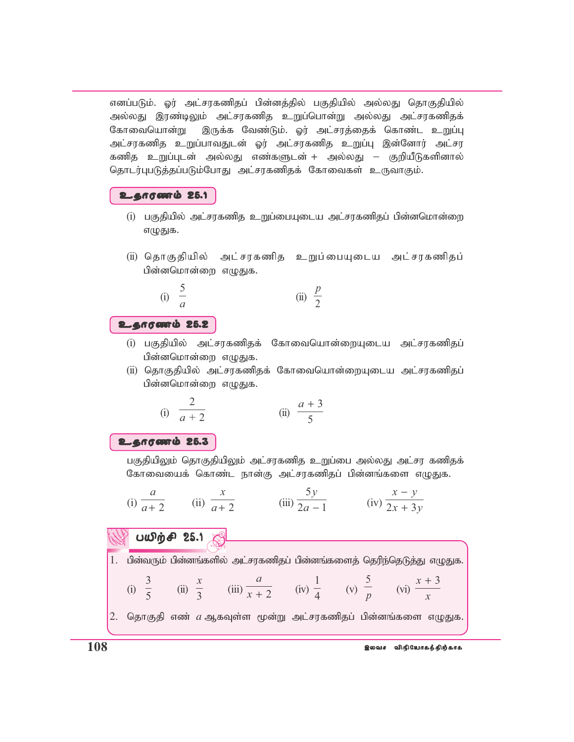எனப்படும். ஓர் அட்சரகணிதப் பின்னத்தில் பகுதியில் அல்லது தொகுதியில் அல்லது இரண்டிலும் அட்சரகணித உறுப்பொன்று அல்லது அட்சரகணிதக் கோவையொன்று இருக்க வேண்டும். ஓர் அட்சரத்தைக் கொண்ட உறுப்பு அட்சரகணித உறுப்பாவதுடன் ஓர் அட்சரகணித உறுப்பு இன்னோர் அட்சர கணித உறுப்புடன் அல்லது எண்களுடன் + அல்லது − குறியீடுகளினால் தொடர்புபடுத்தப்படும்போது அட்சரகணிதக் கோவைகள் உருவாகும்.

**உதாரணம் 25.1**

(i) பகுதியில் அட்சரகணித உறுப்பையுடைய அட்சரகணிதப் பின்னமொன்றை எழுதுக.

(ii) தொகுதியில் அட்சரகணித உறுப்பையுடைய அட்சரகணிதப் பின்னமொன்றை எழுதுக.

(i) $\dfrac{5}{a}$ (ii) $\dfrac{p}{2}$

**உதாரணம் 25.2**

(i) பகுதியில் அட்சரகணிதக் கோவையொன்றையுடைய அட்சரகணிதப் பின்னமொன்றை எழுதுக.

(ii) தொகுதியில் அட்சரகணிதக் கோவையொன்றையுடைய அட்சரகணிதப் பின்னமொன்றை எழுதுக.

(i) $\dfrac{2}{a+2}$ (ii) $\dfrac{a+3}{5}$

**உதாரணம் 25.3**

பகுதியிலும் தொகுதியிலும் அட்சரகணித உறுப்பை அல்லது அட்சர கணிதக் கோவையைக் கொண்ட நான்கு அட்சரகணிதப் பின்னங்களை எழுதுக.

(i) $\dfrac{a}{a+2}$ (ii) $\dfrac{x}{a+2}$ (iii) $\dfrac{5y}{2a-1}$ (iv) $\dfrac{x-y}{2x+3y}$

## பயிற்சி 25.1

1. பின்வரும் பின்னங்களில் அட்சரகணிதப் பின்னங்களைத் தெரிந்தெடுத்து எழுதுக.

   (i) $\dfrac{3}{5}$ (ii) $\dfrac{x}{3}$ (iii) $\dfrac{a}{x+2}$ (iv) $\dfrac{1}{4}$ (v) $\dfrac{5}{p}$ (vi) $\dfrac{x+3}{x}$

2. தொகுதி எண் $a$ ஆகவுள்ள மூன்று அட்சரகணிதப் பின்னங்களை எழுதுக.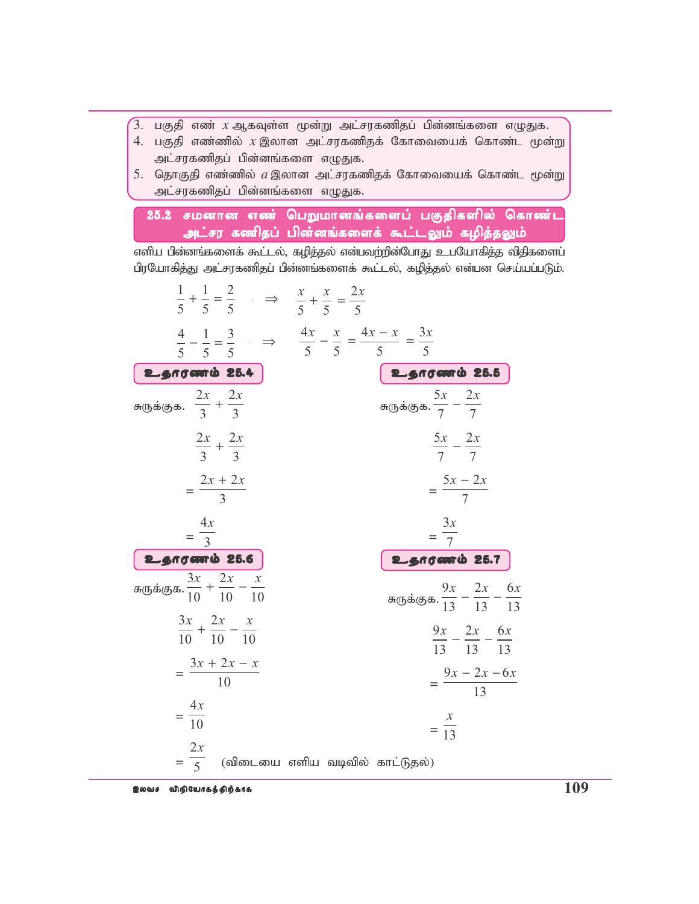3. பகுதி எண் $x$ ஆகவுள்ள மூன்று அட்சரகணிதப் பின்னங்களை எழுதுக.
4. பகுதி எண்ணில் $x$ இலான அட்சரகணிதக் கோவையைக் கொண்ட மூன்று அட்சரகணிதப் பின்னங்களை எழுதுக.
5. தொகுதி எண்ணில் $a$ இலான அட்சரகணிதக் கோவையைக் கொண்ட மூன்று அட்சரகணிதப் பின்னங்களை எழுதுக.

## 25.2 சமனான எண் பெறுமானங்களைப் பகுதிகளில் கொண்ட அட்சர கணிதப் பின்னங்களைக் கூட்டலும் கழித்தலும்

எளிய பின்னங்களைக் கூட்டல், கழித்தல் என்பவற்றின்போது உபயோகித்த விதிகளைப் பிரயோகித்து அட்சரகணிதப் பின்னங்களைக் கூட்டல், கழித்தல் என்பன செய்யப்படும்.

$$\frac{1}{5} + \frac{1}{5} = \frac{2}{5} \quad \Rightarrow \quad \frac{x}{5} + \frac{x}{5} = \frac{2x}{5}$$

$$\frac{4}{5} - \frac{1}{5} = \frac{3}{5} \quad \Rightarrow \quad \frac{4x}{5} - \frac{x}{5} = \frac{4x - x}{5} = \frac{3x}{5}$$

**உதாரணம் 25.4**

சுருக்குக. $\frac{2x}{3} + \frac{2x}{3}$

$$\frac{2x}{3} + \frac{2x}{3}$$

$$= \frac{2x + 2x}{3}$$

$$= \frac{4x}{3}$$

**உதாரணம் 25.5**

சுருக்குக. $\frac{5x}{7} - \frac{2x}{7}$

$$\frac{5x}{7} - \frac{2x}{7}$$

$$= \frac{5x - 2x}{7}$$

$$= \frac{3x}{7}$$

**உதாரணம் 25.6**

சுருக்குக. $\frac{3x}{10} + \frac{2x}{10} - \frac{x}{10}$

$$\frac{3x}{10} + \frac{2x}{10} - \frac{x}{10}$$

$$= \frac{3x + 2x - x}{10}$$

$$= \frac{4x}{10}$$

$$= \frac{2x}{5} \quad \text{(விடையை எளிய வடிவில் காட்டுதல்)}$$

**உதாரணம் 25.7**

சுருக்குக. $\frac{9x}{13} - \frac{2x}{13} - \frac{6x}{13}$

$$\frac{9x}{13} - \frac{2x}{13} - \frac{6x}{13}$$

$$= \frac{9x - 2x - 6x}{13}$$

$$= \frac{x}{13}$$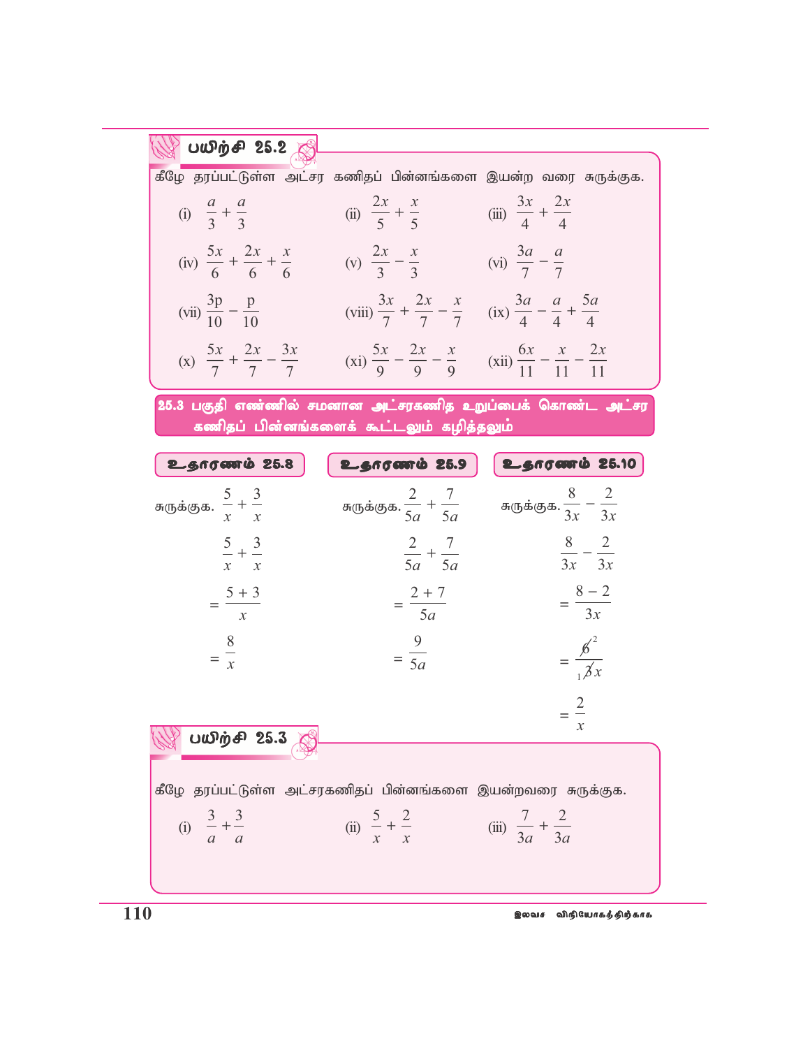## பயிற்சி 25.2

கீழே தரப்பட்டுள்ள அட்சர கணிதப் பின்னங்களை இயன்ற வரை சுருக்குக.

(i) $\frac{a}{3} + \frac{a}{3}$ (ii) $\frac{2x}{5} + \frac{x}{5}$ (iii) $\frac{3x}{4} + \frac{2x}{4}$

(iv) $\frac{5x}{6} + \frac{2x}{6} + \frac{x}{6}$ (v) $\frac{2x}{3} - \frac{x}{3}$ (vi) $\frac{3a}{7} - \frac{a}{7}$

(vii) $\frac{3\text{p}}{10} - \frac{\text{p}}{10}$ (viii) $\frac{3x}{7} + \frac{2x}{7} - \frac{x}{7}$ (ix) $\frac{3a}{4} - \frac{a}{4} + \frac{5a}{4}$

(x) $\frac{5x}{7} + \frac{2x}{7} - \frac{3x}{7}$ (xi) $\frac{5x}{9} - \frac{2x}{9} - \frac{x}{9}$ (xii) $\frac{6x}{11} - \frac{x}{11} - \frac{2x}{11}$

## 25.3 பகுதி எண்ணில் சமனான அட்சரகணித உறுப்பைக் கொண்ட அட்சர கணிதப் பின்னங்களைக் கூட்டலும் கழித்தலும்

### உதாரணம் 25.8

சுருக்குக. $\frac{5}{x} + \frac{3}{x}$

$$\frac{5}{x} + \frac{3}{x}$$

$$= \frac{5+3}{x}$$

$$= \frac{8}{x}$$

### உதாரணம் 25.9

சுருக்குக. $\frac{2}{5a} + \frac{7}{5a}$

$$\frac{2}{5a} + \frac{7}{5a}$$

$$= \frac{2+7}{5a}$$

$$= \frac{9}{5a}$$

### உதாரணம் 25.10

சுருக்குக. $\frac{8}{3x} - \frac{2}{3x}$

$$\frac{8}{3x} - \frac{2}{3x}$$

$$= \frac{8-2}{3x}$$

$$= \frac{\cancel{6}^{2}}{{}_{1}\cancel{3}x}$$

$$= \frac{2}{x}$$

## பயிற்சி 25.3

கீழே தரப்பட்டுள்ள அட்சரகணிதப் பின்னங்களை இயன்றவரை சுருக்குக.

(i) $\frac{3}{a} + \frac{3}{a}$ (ii) $\frac{5}{x} + \frac{2}{x}$ (iii) $\frac{7}{3a} + \frac{2}{3a}$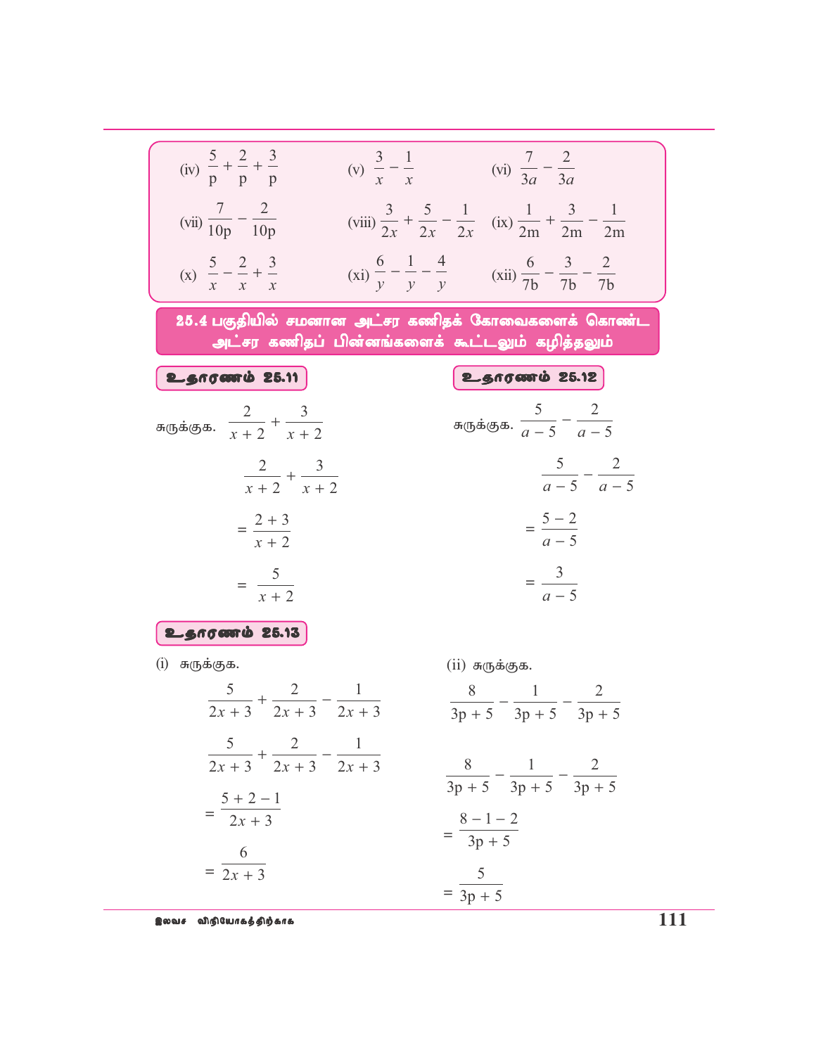(iv) $\frac{5}{p} + \frac{2}{p} + \frac{3}{p}$  (v) $\frac{3}{x} - \frac{1}{x}$  (vi) $\frac{7}{3a} - \frac{2}{3a}$

(vii) $\frac{7}{10p} - \frac{2}{10p}$  (viii) $\frac{3}{2x} + \frac{5}{2x} - \frac{1}{2x}$  (ix) $\frac{1}{2m} + \frac{3}{2m} - \frac{1}{2m}$

(x) $\frac{5}{x} - \frac{2}{x} + \frac{3}{x}$  (xi) $\frac{6}{y} - \frac{1}{y} - \frac{4}{y}$  (xii) $\frac{6}{7b} - \frac{3}{7b} - \frac{2}{7b}$

## 25.4 பகுதியில் சமனான அட்சர கணிதக் கோவைகளைக் கொண்ட அட்சர கணிதப் பின்னங்களைக் கூட்டலும் கழித்தலும்

### உதாரணம் 25.11

சுருக்குக. $\frac{2}{x+2} + \frac{3}{x+2}$

$$\frac{2}{x+2} + \frac{3}{x+2}$$

$$= \frac{2+3}{x+2}$$

$$= \frac{5}{x+2}$$

### உதாரணம் 25.12

சுருக்குக. $\frac{5}{a-5} - \frac{2}{a-5}$

$$\frac{5}{a-5} - \frac{2}{a-5}$$

$$= \frac{5-2}{a-5}$$

$$= \frac{3}{a-5}$$

### உதாரணம் 25.13

(i) சுருக்குக.

$$\frac{5}{2x+3} + \frac{2}{2x+3} - \frac{1}{2x+3}$$

$$\frac{5}{2x+3} + \frac{2}{2x+3} - \frac{1}{2x+3}$$

$$= \frac{5+2-1}{2x+3}$$

$$= \frac{6}{2x+3}$$

(ii) சுருக்குக.

$$\frac{8}{3p+5} - \frac{1}{3p+5} - \frac{2}{3p+5}$$

$$\frac{8}{3p+5} - \frac{1}{3p+5} - \frac{2}{3p+5}$$

$$= \frac{8-1-2}{3p+5}$$

$$= \frac{5}{3p+5}$$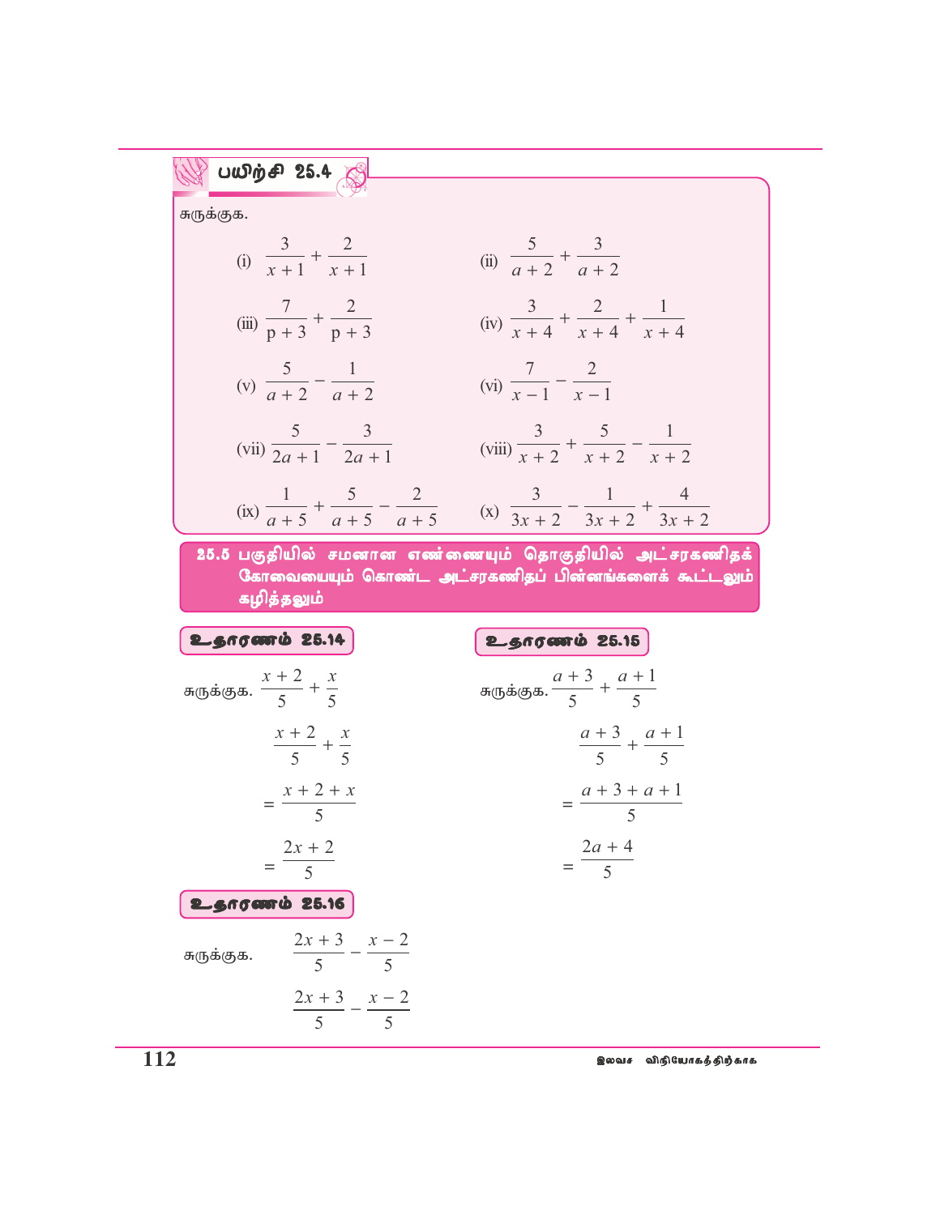## பயிற்சி 25.4

சுருக்குக.

(i) $\dfrac{3}{x+1} + \dfrac{2}{x+1}$

(ii) $\dfrac{5}{a+2} + \dfrac{3}{a+2}$

(iii) $\dfrac{7}{p+3} + \dfrac{2}{p+3}$

(iv) $\dfrac{3}{x+4} + \dfrac{2}{x+4} + \dfrac{1}{x+4}$

(v) $\dfrac{5}{a+2} - \dfrac{1}{a+2}$

(vi) $\dfrac{7}{x-1} - \dfrac{2}{x-1}$

(vii) $\dfrac{5}{2a+1} - \dfrac{3}{2a+1}$

(viii) $\dfrac{3}{x+2} + \dfrac{5}{x+2} - \dfrac{1}{x+2}$

(ix) $\dfrac{1}{a+5} + \dfrac{5}{a+5} - \dfrac{2}{a+5}$

(x) $\dfrac{3}{3x+2} - \dfrac{1}{3x+2} + \dfrac{4}{3x+2}$

## 25.5 பகுதியில் சமனான எண்ணையும் தொகுதியில் அட்சரகணிதக் கோவையையும் கொண்ட அட்சரகணிதப் பின்னங்களைக் கூட்டலும் கழித்தலும்

### உதாரணம் 25.14

சுருக்குக. $\dfrac{x+2}{5} + \dfrac{x}{5}$

$$\dfrac{x+2}{5} + \dfrac{x}{5}$$

$$= \dfrac{x+2+x}{5}$$

$$= \dfrac{2x+2}{5}$$

### உதாரணம் 25.15

சுருக்குக. $\dfrac{a+3}{5} + \dfrac{a+1}{5}$

$$\dfrac{a+3}{5} + \dfrac{a+1}{5}$$

$$= \dfrac{a+3+a+1}{5}$$

$$= \dfrac{2a+4}{5}$$

### உதாரணம் 25.16

சுருக்குக. $\dfrac{2x+3}{5} - \dfrac{x-2}{5}$

$$\dfrac{2x+3}{5} - \dfrac{x-2}{5}$$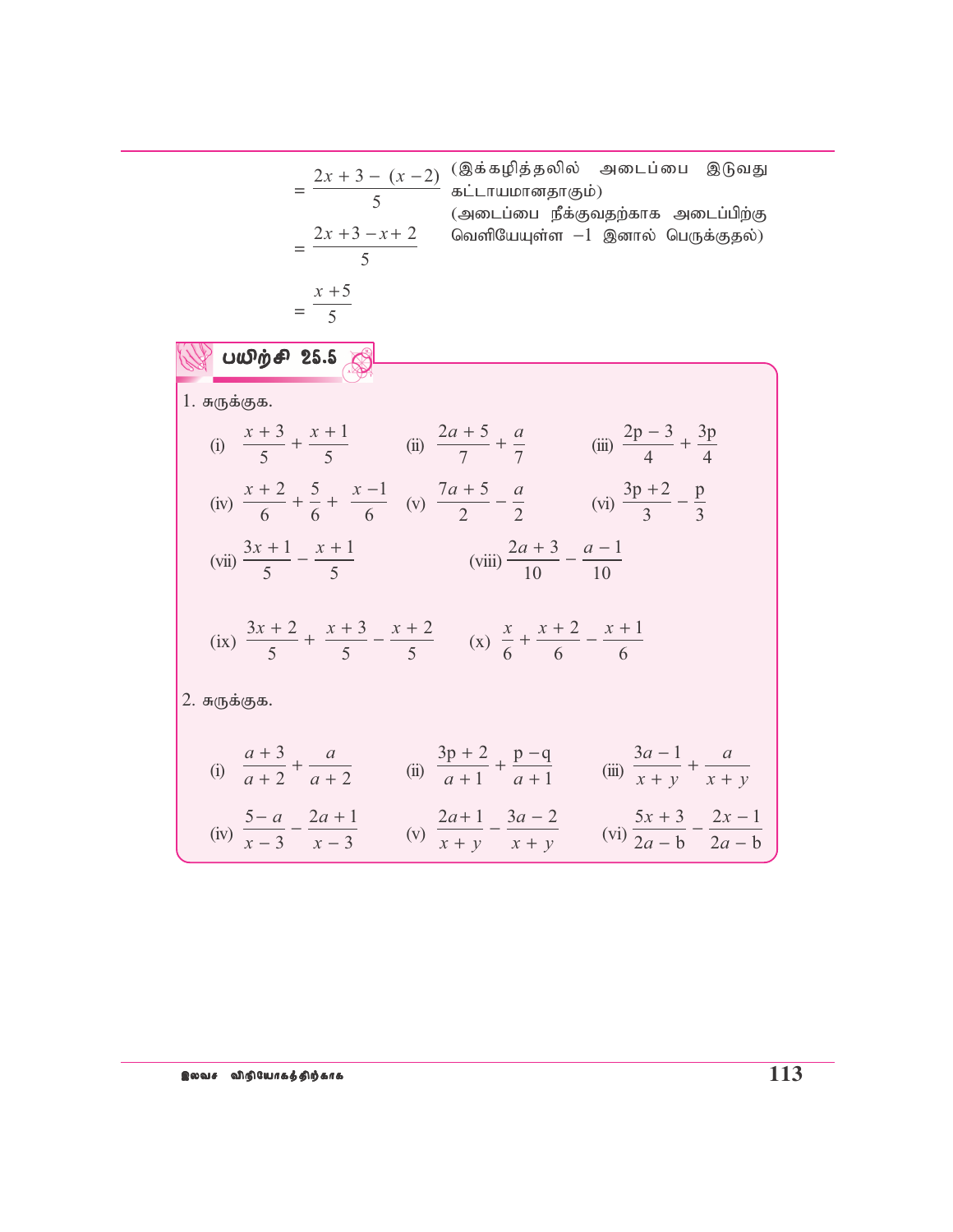$$= \frac{2x + 3 - (x - 2)}{5}$$ (இக்கழித்தலில் அடைப்பை இடுவது கட்டாயமானதாகும்)

$$= \frac{2x + 3 - x + 2}{5}$$ (அடைப்பை நீக்குவதற்காக அடைப்பிற்கு வெளியேயுள்ள $-1$ இனால் பெருக்குதல்)

$$= \frac{x + 5}{5}$$

## பயிற்சி 25.5

1. சுருக்குக.

(i) $\frac{x + 3}{5} + \frac{x + 1}{5}$ (ii) $\frac{2a + 5}{7} + \frac{a}{7}$ (iii) $\frac{2p - 3}{4} + \frac{3p}{4}$

(iv) $\frac{x + 2}{6} + \frac{5}{6} + \frac{x - 1}{6}$ (v) $\frac{7a + 5}{2} - \frac{a}{2}$ (vi) $\frac{3p + 2}{3} - \frac{p}{3}$

(vii) $\frac{3x + 1}{5} - \frac{x + 1}{5}$ (viii) $\frac{2a + 3}{10} - \frac{a - 1}{10}$

(ix) $\frac{3x + 2}{5} + \frac{x + 3}{5} - \frac{x + 2}{5}$ (x) $\frac{x}{6} + \frac{x + 2}{6} - \frac{x + 1}{6}$

2. சுருக்குக.

(i) $\frac{a + 3}{a + 2} + \frac{a}{a + 2}$ (ii) $\frac{3p + 2}{a + 1} + \frac{p - q}{a + 1}$ (iii) $\frac{3a - 1}{x + y} + \frac{a}{x + y}$

(iv) $\frac{5 - a}{x - 3} - \frac{2a + 1}{x - 3}$ (v) $\frac{2a + 1}{x + y} - \frac{3a - 2}{x + y}$ (vi) $\frac{5x + 3}{2a - b} - \frac{2x - 1}{2a - b}$